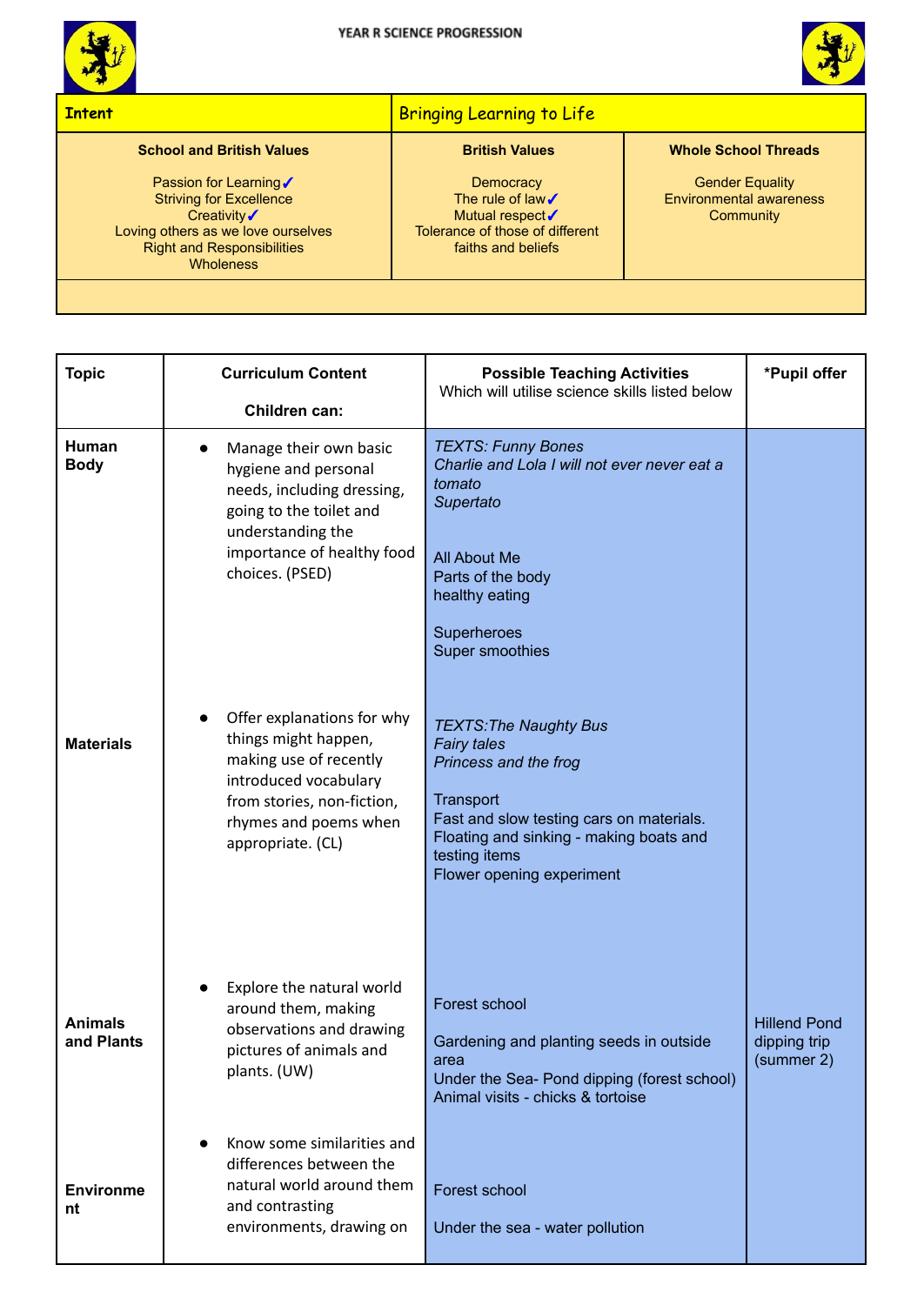# YEAR R SCIENCE PROGRESSION

| Intent | Bringing Learning to Life | |
|---|---|---|
| **School and British Values**<br><br>Passion for Learning✓<br>Striving for Excellence<br>Creativity✓<br>Loving others as we love ourselves<br>Right and Responsibilities<br>Wholeness | **British Values**<br><br>Democracy<br>The rule of law✓<br>Mutual respect✓<br>Tolerance of those of different faiths and beliefs | **Whole School Threads**<br><br>Gender Equality<br>Environmental awareness<br>Community |
| | | |

| Topic | Curriculum Content<br><br>Children can: | Possible Teaching Activities<br>Which will utilise science skills listed below | *Pupil offer |
|---|---|---|---|
| **Human Body** | • Manage their own basic hygiene and personal needs, including dressing, going to the toilet and understanding the importance of healthy food choices. (PSED) | *TEXTS: Funny Bones*<br>*Charlie and Lola I will not ever never eat a tomato*<br>*Supertato*<br><br>All About Me<br>Parts of the body<br>healthy eating<br><br>Superheroes<br>Super smoothies | |
| **Materials** | • Offer explanations for why things might happen, making use of recently introduced vocabulary from stories, non-fiction, rhymes and poems when appropriate. (CL) | *TEXTS:The Naughty Bus*<br>*Fairy tales*<br>*Princess and the frog*<br><br>Transport<br>Fast and slow testing cars on materials.<br>Floating and sinking - making boats and testing items<br>Flower opening experiment | |
| **Animals and Plants** | • Explore the natural world around them, making observations and drawing pictures of animals and plants. (UW) | Forest school<br><br>Gardening and planting seeds in outside area<br>Under the Sea- Pond dipping (forest school)<br>Animal visits - chicks & tortoise | Hillend Pond dipping trip (summer 2) |
| **Environment** | • Know some similarities and differences between the natural world around them and contrasting environments, drawing on | Forest school<br><br>Under the sea - water pollution | |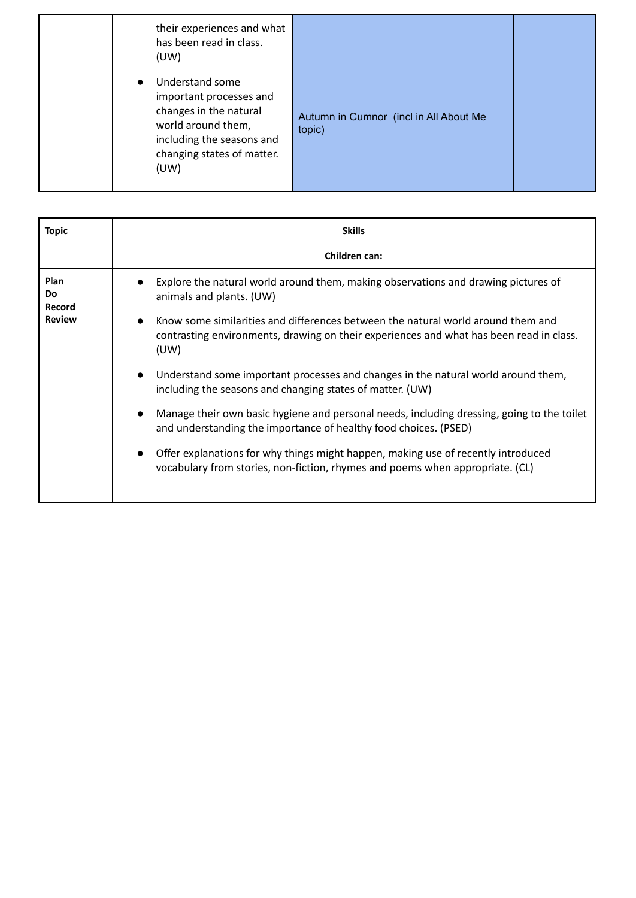| | | | |
|---|---|---|---|
| | their experiences and what has been read in class. (UW)<br><br>● Understand some important processes and changes in the natural world around them, including the seasons and changing states of matter. (UW) | Autumn in Cumnor (incl in All About Me topic) | |

| Topic | Skills<br><br>Children can: |
|---|---|
| **Plan**<br>**Do**<br>**Record**<br>**Review** | ● Explore the natural world around them, making observations and drawing pictures of animals and plants. (UW)<br><br>● Know some similarities and differences between the natural world around them and contrasting environments, drawing on their experiences and what has been read in class. (UW)<br><br>● Understand some important processes and changes in the natural world around them, including the seasons and changing states of matter. (UW)<br><br>● Manage their own basic hygiene and personal needs, including dressing, going to the toilet and understanding the importance of healthy food choices. (PSED)<br><br>● Offer explanations for why things might happen, making use of recently introduced vocabulary from stories, non-fiction, rhymes and poems when appropriate. (CL) |